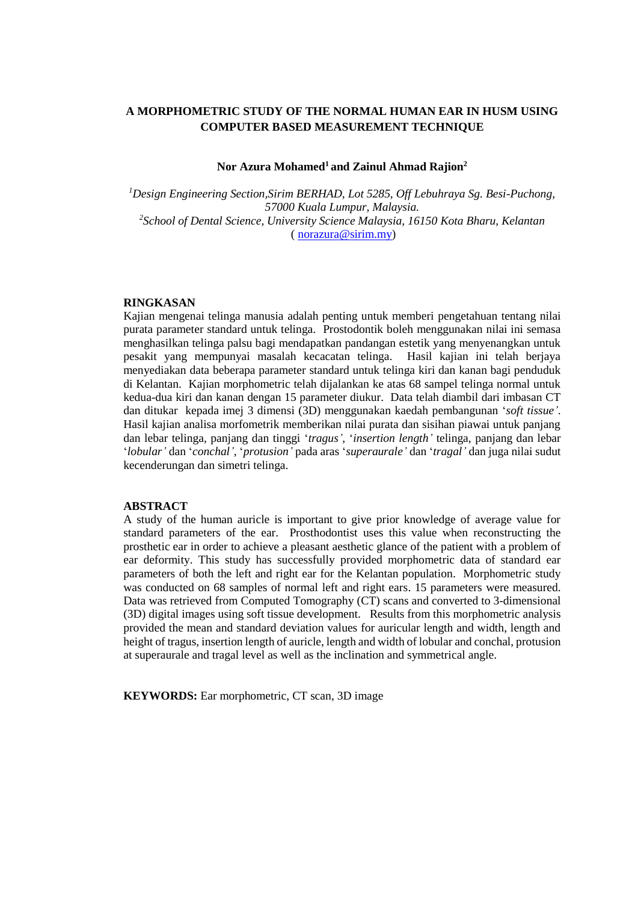# A MORPHOMETRIC STUDY OF THE NORMAL HUMAN EAR IN HUSM USING COMPUTER BASED MEASUREMENT TECHNIQUE

**Nor Azura Mohamed[1] and Zainul Ahmad Rajion[2]**

*[1]Design Engineering Section,Sirim BERHAD, Lot 5285, Off Lebuhraya Sg. Besi-Puchong, 57000 Kuala Lumpur, Malaysia.*
*[2]School of Dental Science, University Science Malaysia, 16150 Kota Bharu, Kelantan*
( norazura@sirim.my)

## RINGKASAN

Kajian mengenai telinga manusia adalah penting untuk memberi pengetahuan tentang nilai purata parameter standard untuk telinga. Prostodontik boleh menggunakan nilai ini semasa menghasilkan telinga palsu bagi mendapatkan pandangan estetik yang menyenangkan untuk pesakit yang mempunyai masalah kecacatan telinga. Hasil kajian ini telah berjaya menyediakan data beberapa parameter standard untuk telinga kiri dan kanan bagi penduduk di Kelantan. Kajian morphometric telah dijalankan ke atas 68 sampel telinga normal untuk kedua-dua kiri dan kanan dengan 15 parameter diukur. Data telah diambil dari imbasan CT dan ditukar kepada imej 3 dimensi (3D) menggunakan kaedah pembangunan '*soft tissue'*. Hasil kajian analisa morfometrik memberikan nilai purata dan sisihan piawai untuk panjang dan lebar telinga, panjang dan tinggi '*tragus'*, '*insertion length'* telinga, panjang dan lebar '*lobular'* dan '*conchal'*, '*protusion'* pada aras '*superaurale'* dan '*tragal'* dan juga nilai sudut kecenderungan dan simetri telinga.

## ABSTRACT

A study of the human auricle is important to give prior knowledge of average value for standard parameters of the ear. Prosthodontist uses this value when reconstructing the prosthetic ear in order to achieve a pleasant aesthetic glance of the patient with a problem of ear deformity. This study has successfully provided morphometric data of standard ear parameters of both the left and right ear for the Kelantan population. Morphometric study was conducted on 68 samples of normal left and right ears. 15 parameters were measured. Data was retrieved from Computed Tomography (CT) scans and converted to 3-dimensional (3D) digital images using soft tissue development. Results from this morphometric analysis provided the mean and standard deviation values for auricular length and width, length and height of tragus, insertion length of auricle, length and width of lobular and conchal, protusion at superaurale and tragal level as well as the inclination and symmetrical angle.

**KEYWORDS:** Ear morphometric, CT scan, 3D image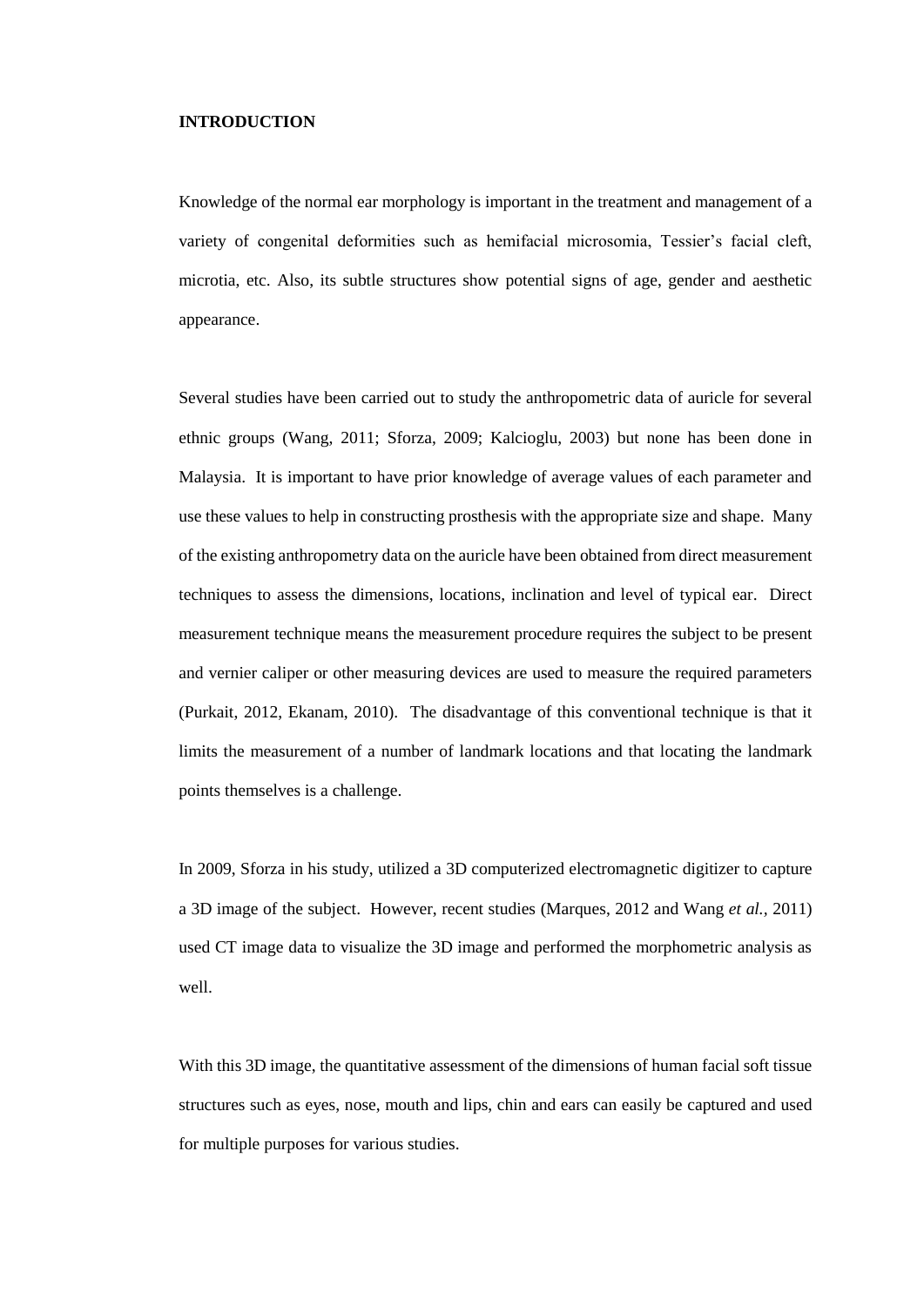**INTRODUCTION**

Knowledge of the normal ear morphology is important in the treatment and management of a variety of congenital deformities such as hemifacial microsomia, Tessier's facial cleft, microtia, etc. Also, its subtle structures show potential signs of age, gender and aesthetic appearance.

Several studies have been carried out to study the anthropometric data of auricle for several ethnic groups (Wang, 2011; Sforza, 2009; Kalcioglu, 2003) but none has been done in Malaysia. It is important to have prior knowledge of average values of each parameter and use these values to help in constructing prosthesis with the appropriate size and shape. Many of the existing anthropometry data on the auricle have been obtained from direct measurement techniques to assess the dimensions, locations, inclination and level of typical ear. Direct measurement technique means the measurement procedure requires the subject to be present and vernier caliper or other measuring devices are used to measure the required parameters (Purkait, 2012, Ekanam, 2010). The disadvantage of this conventional technique is that it limits the measurement of a number of landmark locations and that locating the landmark points themselves is a challenge.

In 2009, Sforza in his study, utilized a 3D computerized electromagnetic digitizer to capture a 3D image of the subject. However, recent studies (Marques, 2012 and Wang *et al.,* 2011) used CT image data to visualize the 3D image and performed the morphometric analysis as well.

With this 3D image, the quantitative assessment of the dimensions of human facial soft tissue structures such as eyes, nose, mouth and lips, chin and ears can easily be captured and used for multiple purposes for various studies.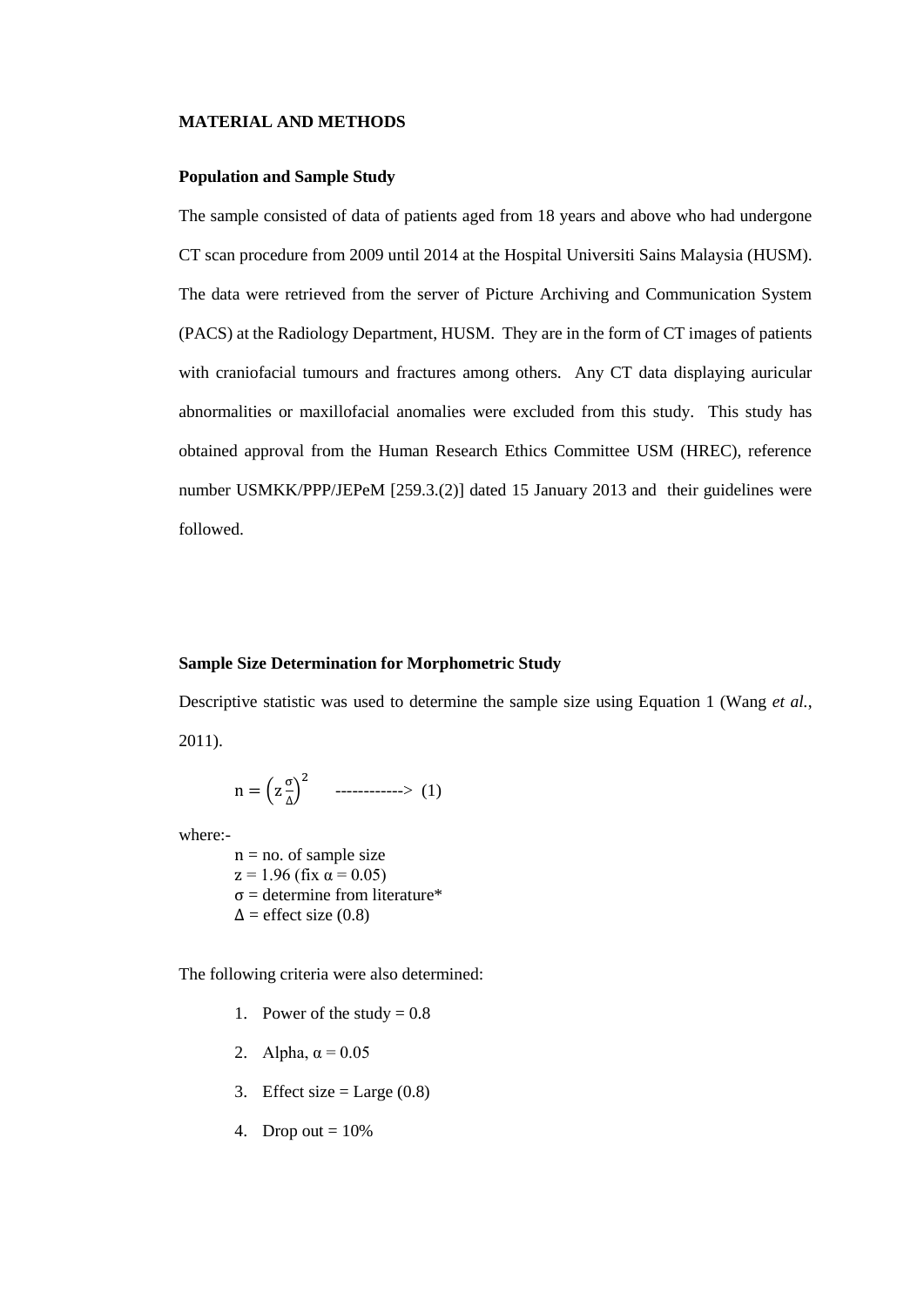## MATERIAL AND METHODS

### Population and Sample Study

The sample consisted of data of patients aged from 18 years and above who had undergone CT scan procedure from 2009 until 2014 at the Hospital Universiti Sains Malaysia (HUSM). The data were retrieved from the server of Picture Archiving and Communication System (PACS) at the Radiology Department, HUSM. They are in the form of CT images of patients with craniofacial tumours and fractures among others. Any CT data displaying auricular abnormalities or maxillofacial anomalies were excluded from this study. This study has obtained approval from the Human Research Ethics Committee USM (HREC), reference number USMKK/PPP/JEPeM [259.3.(2)] dated 15 January 2013 and their guidelines were followed.

### Sample Size Determination for Morphometric Study

Descriptive statistic was used to determine the sample size using Equation 1 (Wang *et al.*, 2011).

$$n = \left(z\frac{\sigma}{\Delta}\right)^2 \quad \text{------------>} \; (1)$$

where:-

$n$ = no. of sample size
$z$ = 1.96 (fix $\alpha = 0.05$)
$\sigma$ = determine from literature*
$\Delta$ = effect size (0.8)

The following criteria were also determined:

1. Power of the study = 0.8
2. Alpha, $\alpha = 0.05$
3. Effect size = Large (0.8)
4. Drop out = 10%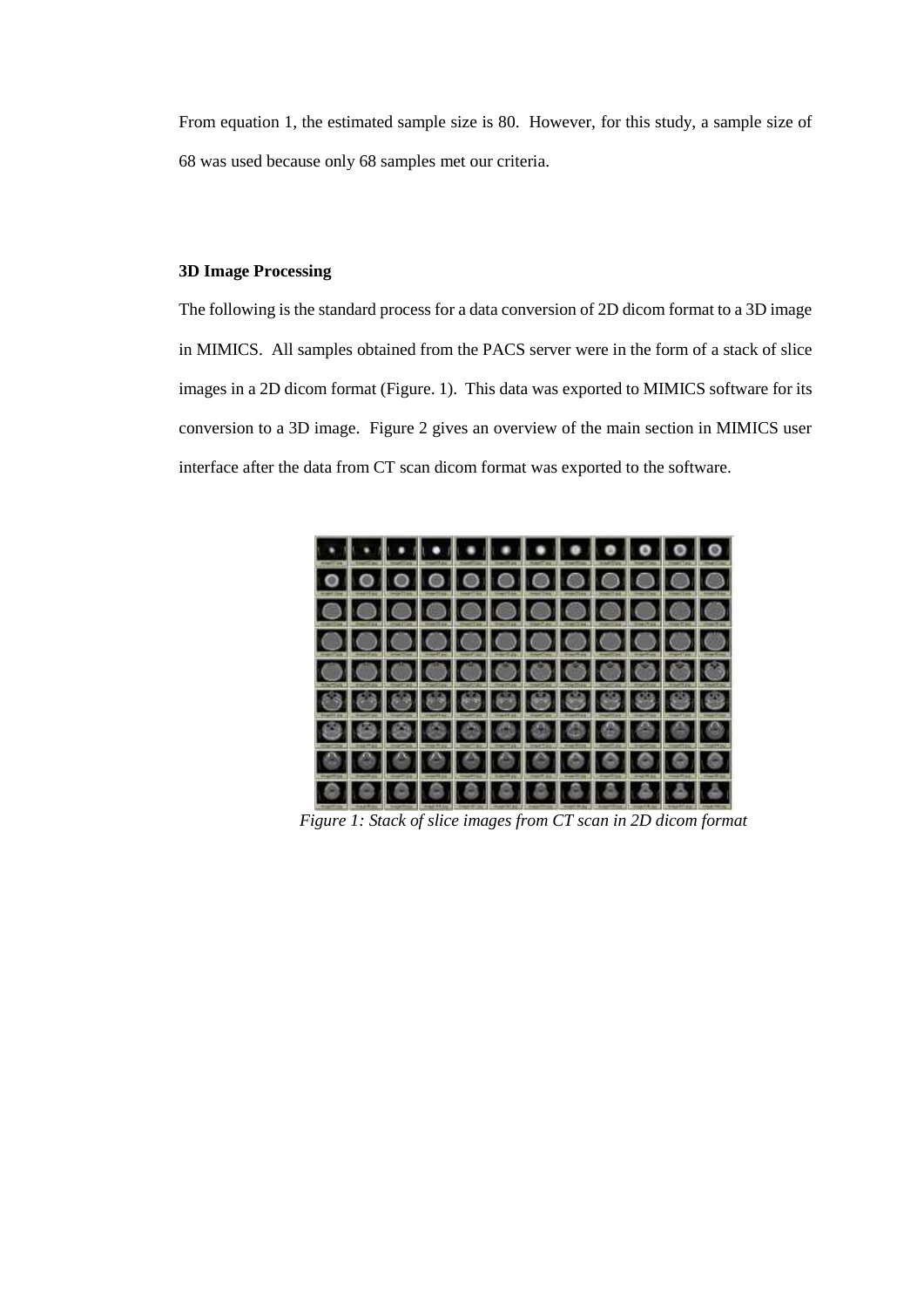From equation 1, the estimated sample size is 80. However, for this study, a sample size of 68 was used because only 68 samples met our criteria.

**3D Image Processing**

The following is the standard process for a data conversion of 2D dicom format to a 3D image in MIMICS. All samples obtained from the PACS server were in the form of a stack of slice images in a 2D dicom format (Figure. 1). This data was exported to MIMICS software for its conversion to a 3D image. Figure 2 gives an overview of the main section in MIMICS user interface after the data from CT scan dicom format was exported to the software.

*Figure 1: Stack of slice images from CT scan in 2D dicom format*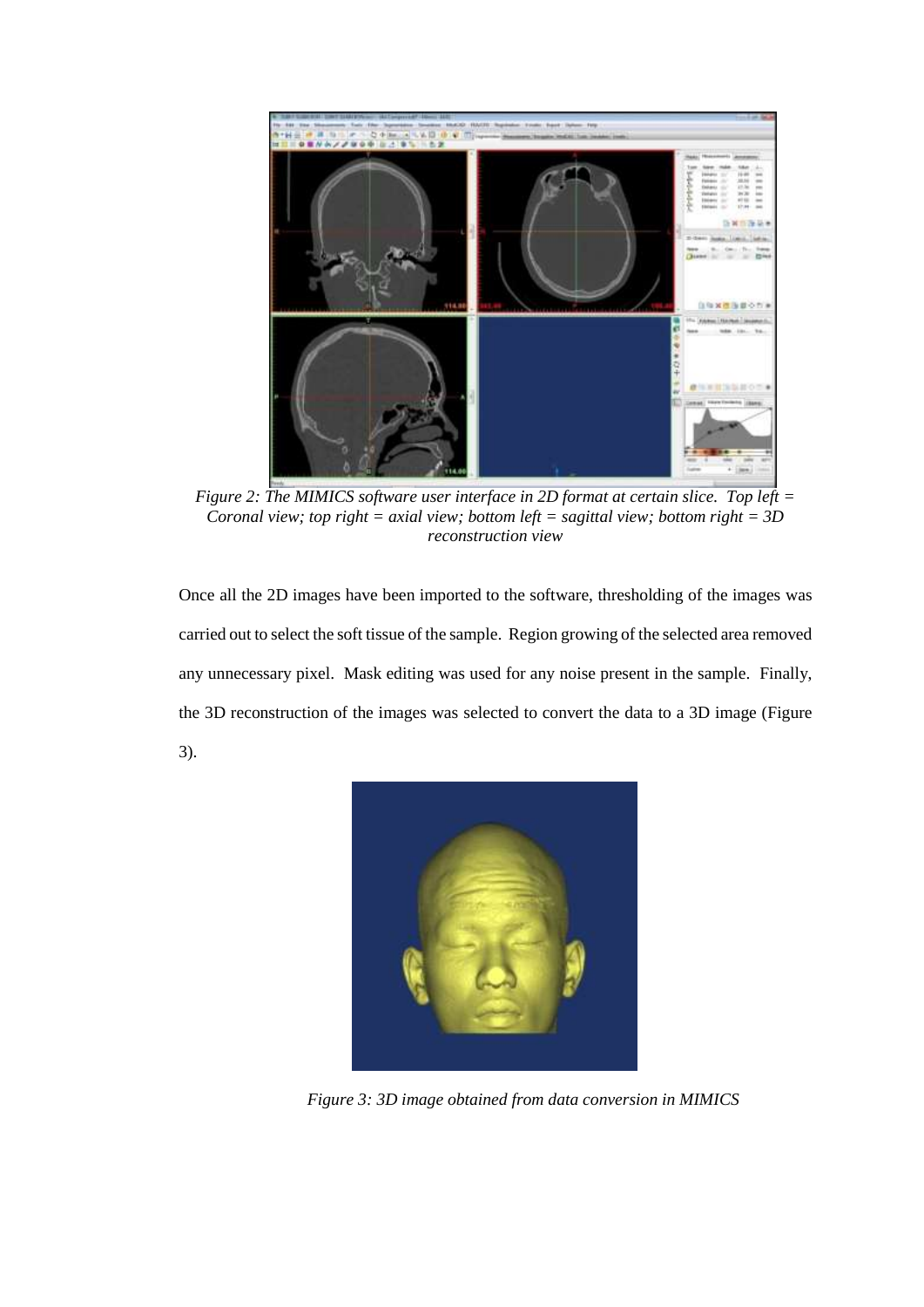*Figure 2: The MIMICS software user interface in 2D format at certain slice. Top left = Coronal view; top right = axial view; bottom left = sagittal view; bottom right = 3D reconstruction view*

Once all the 2D images have been imported to the software, thresholding of the images was carried out to select the soft tissue of the sample. Region growing of the selected area removed any unnecessary pixel. Mask editing was used for any noise present in the sample. Finally, the 3D reconstruction of the images was selected to convert the data to a 3D image (Figure 3).

*Figure 3: 3D image obtained from data conversion in MIMICS*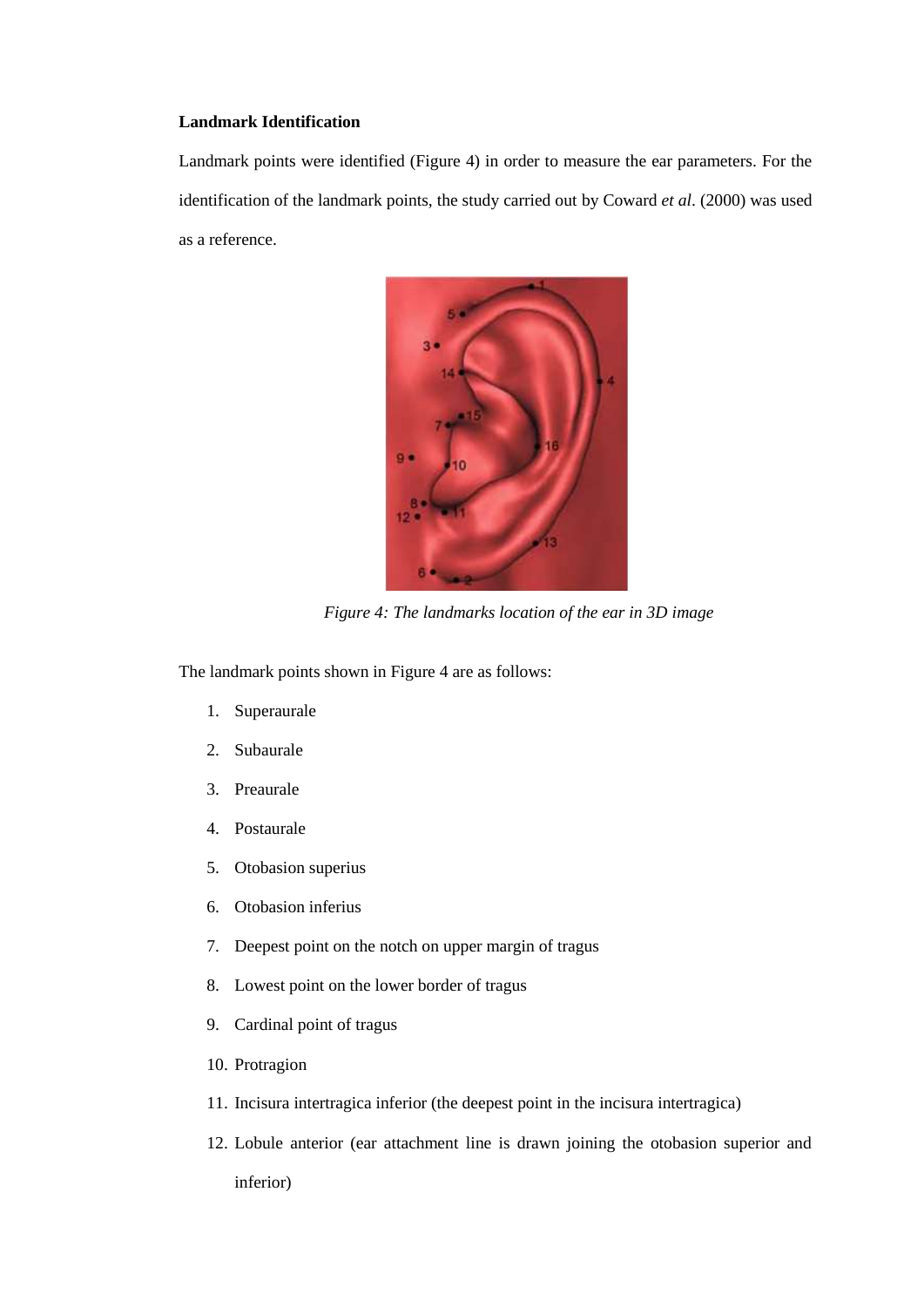**Landmark Identification**

Landmark points were identified (Figure 4) in order to measure the ear parameters. For the identification of the landmark points, the study carried out by Coward *et al*. (2000) was used as a reference.

*Figure 4: The landmarks location of the ear in 3D image*

The landmark points shown in Figure 4 are as follows:

1. Superaurale
2. Subaurale
3. Preaurale
4. Postaurale
5. Otobasion superius
6. Otobasion inferius
7. Deepest point on the notch on upper margin of tragus
8. Lowest point on the lower border of tragus
9. Cardinal point of tragus
10. Protragion
11. Incisura intertragica inferior (the deepest point in the incisura intertragica)
12. Lobule anterior (ear attachment line is drawn joining the otobasion superior and inferior)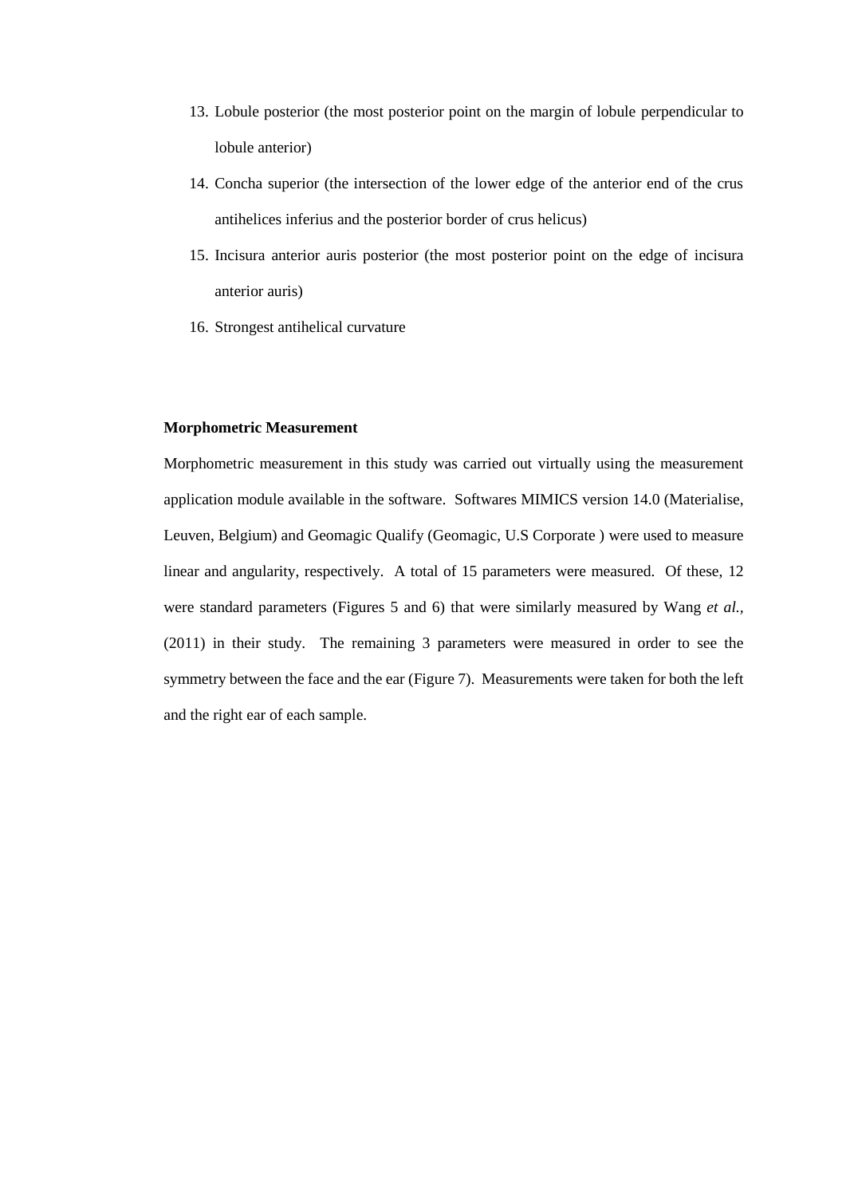13. Lobule posterior (the most posterior point on the margin of lobule perpendicular to lobule anterior)
14. Concha superior (the intersection of the lower edge of the anterior end of the crus antihelices inferius and the posterior border of crus helicus)
15. Incisura anterior auris posterior (the most posterior point on the edge of incisura anterior auris)
16. Strongest antihelical curvature

**Morphometric Measurement**

Morphometric measurement in this study was carried out virtually using the measurement application module available in the software. Softwares MIMICS version 14.0 (Materialise, Leuven, Belgium) and Geomagic Qualify (Geomagic, U.S Corporate ) were used to measure linear and angularity, respectively. A total of 15 parameters were measured. Of these, 12 were standard parameters (Figures 5 and 6) that were similarly measured by Wang *et al.*, (2011) in their study. The remaining 3 parameters were measured in order to see the symmetry between the face and the ear (Figure 7). Measurements were taken for both the left and the right ear of each sample.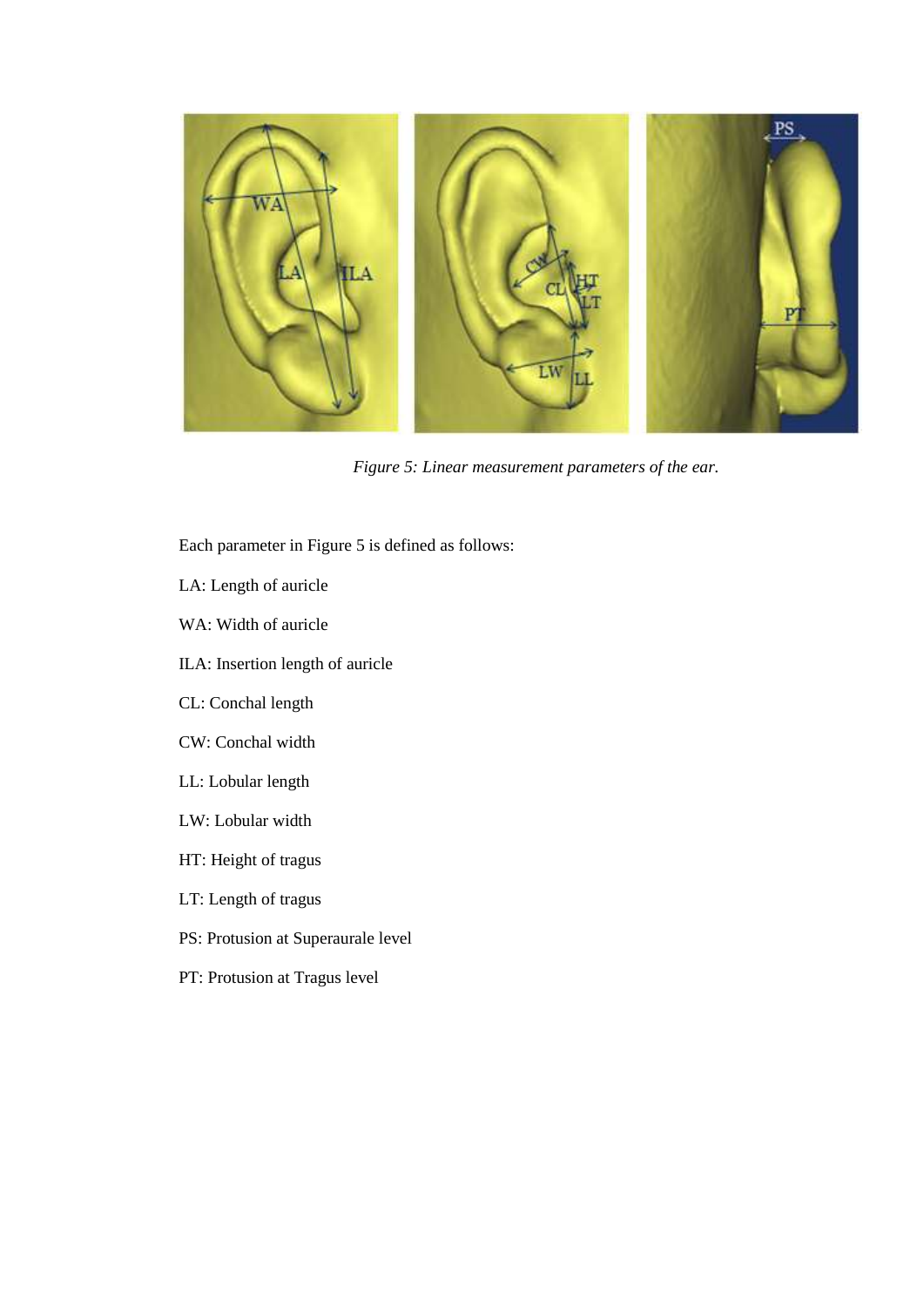*Figure 5: Linear measurement parameters of the ear.*

Each parameter in Figure 5 is defined as follows:

LA: Length of auricle

WA: Width of auricle

ILA: Insertion length of auricle

CL: Conchal length

CW: Conchal width

LL: Lobular length

LW: Lobular width

HT: Height of tragus

LT: Length of tragus

PS: Protusion at Superaurale level

PT: Protusion at Tragus level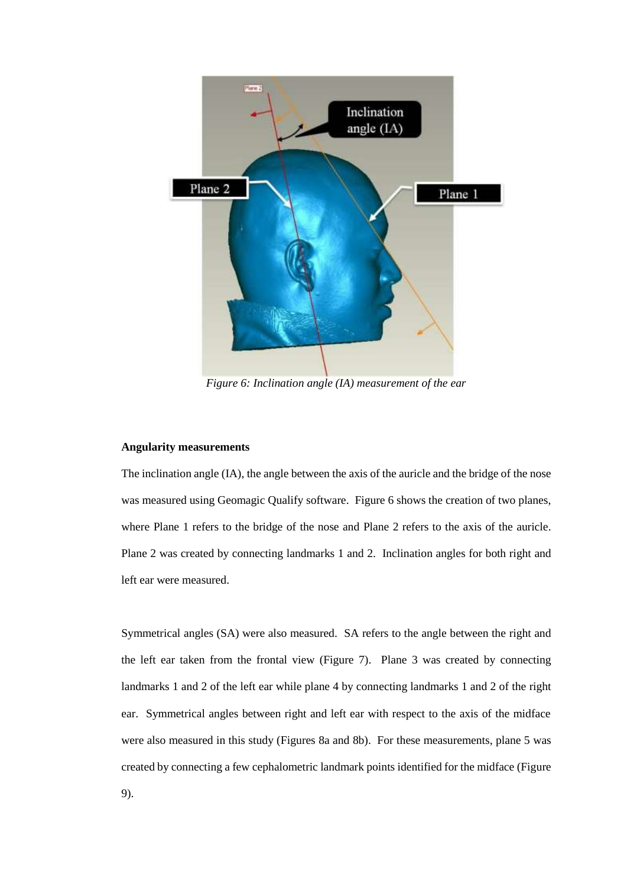*Figure 6: Inclination angle (IA) measurement of the ear*

**Angularity measurements**

The inclination angle (IA), the angle between the axis of the auricle and the bridge of the nose was measured using Geomagic Qualify software. Figure 6 shows the creation of two planes, where Plane 1 refers to the bridge of the nose and Plane 2 refers to the axis of the auricle. Plane 2 was created by connecting landmarks 1 and 2. Inclination angles for both right and left ear were measured.

Symmetrical angles (SA) were also measured. SA refers to the angle between the right and the left ear taken from the frontal view (Figure 7). Plane 3 was created by connecting landmarks 1 and 2 of the left ear while plane 4 by connecting landmarks 1 and 2 of the right ear. Symmetrical angles between right and left ear with respect to the axis of the midface were also measured in this study (Figures 8a and 8b). For these measurements, plane 5 was created by connecting a few cephalometric landmark points identified for the midface (Figure 9).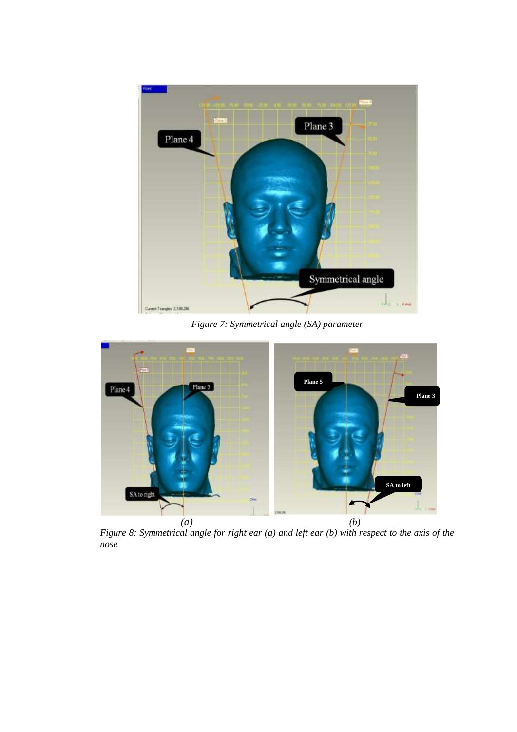Figure 7: Symmetrical angle (SA) parameter

(a) (b)

Figure 8: Symmetrical angle for right ear (a) and left ear (b) with respect to the axis of the nose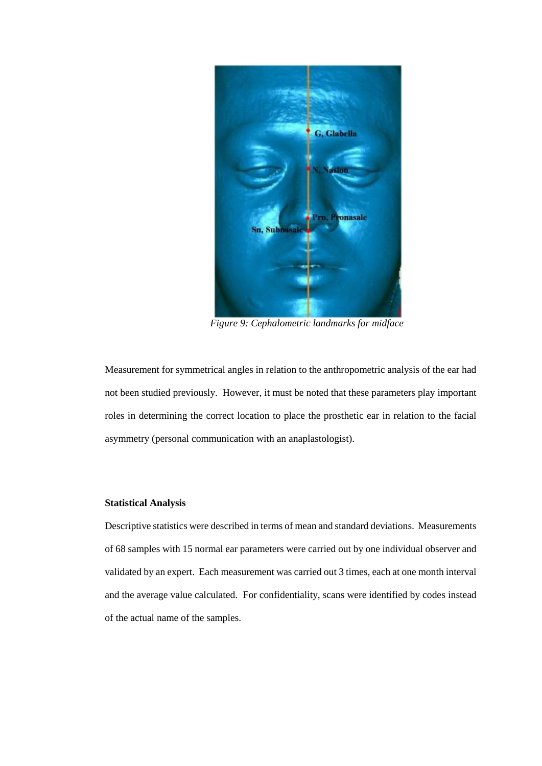*Figure 9: Cephalometric landmarks for midface*

Measurement for symmetrical angles in relation to the anthropometric analysis of the ear had not been studied previously. However, it must be noted that these parameters play important roles in determining the correct location to place the prosthetic ear in relation to the facial asymmetry (personal communication with an anaplastologist).

**Statistical Analysis**

Descriptive statistics were described in terms of mean and standard deviations. Measurements of 68 samples with 15 normal ear parameters were carried out by one individual observer and validated by an expert. Each measurement was carried out 3 times, each at one month interval and the average value calculated. For confidentiality, scans were identified by codes instead of the actual name of the samples.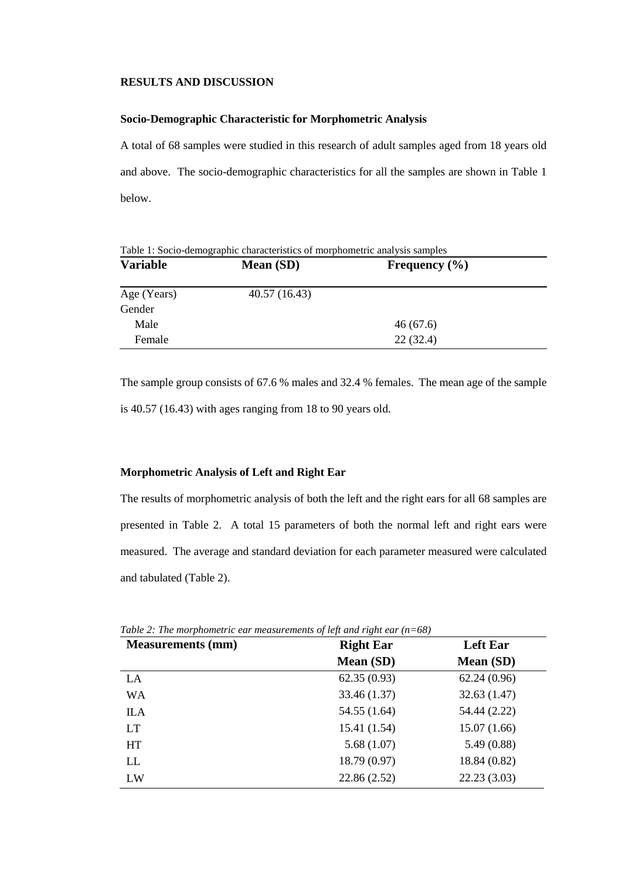## RESULTS AND DISCUSSION

### Socio-Demographic Characteristic for Morphometric Analysis

A total of 68 samples were studied in this research of adult samples aged from 18 years old and above. The socio-demographic characteristics for all the samples are shown in Table 1 below.

Table 1: Socio-demographic characteristics of morphometric analysis samples

| Variable | Mean (SD) | Frequency (%) |
|---|---|---|
| Age (Years) | 40.57 (16.43) | |
| Gender | | |
| Male | | 46 (67.6) |
| Female | | 22 (32.4) |

The sample group consists of 67.6 % males and 32.4 % females. The mean age of the sample is 40.57 (16.43) with ages ranging from 18 to 90 years old.

### Morphometric Analysis of Left and Right Ear

The results of morphometric analysis of both the left and the right ears for all 68 samples are presented in Table 2. A total 15 parameters of both the normal left and right ears were measured. The average and standard deviation for each parameter measured were calculated and tabulated (Table 2).

*Table 2: The morphometric ear measurements of left and right ear (n=68)*

| Measurements (mm) | Right Ear | Left Ear |
|---|---|---|
| | Mean (SD) | Mean (SD) |
| LA | 62.35 (0.93) | 62.24 (0.96) |
| WA | 33.46 (1.37) | 32.63 (1.47) |
| ILA | 54.55 (1.64) | 54.44 (2.22) |
| LT | 15.41 (1.54) | 15.07 (1.66) |
| HT | 5.68 (1.07) | 5.49 (0.88) |
| LL | 18.79 (0.97) | 18.84 (0.82) |
| LW | 22.86 (2.52) | 22.23 (3.03) |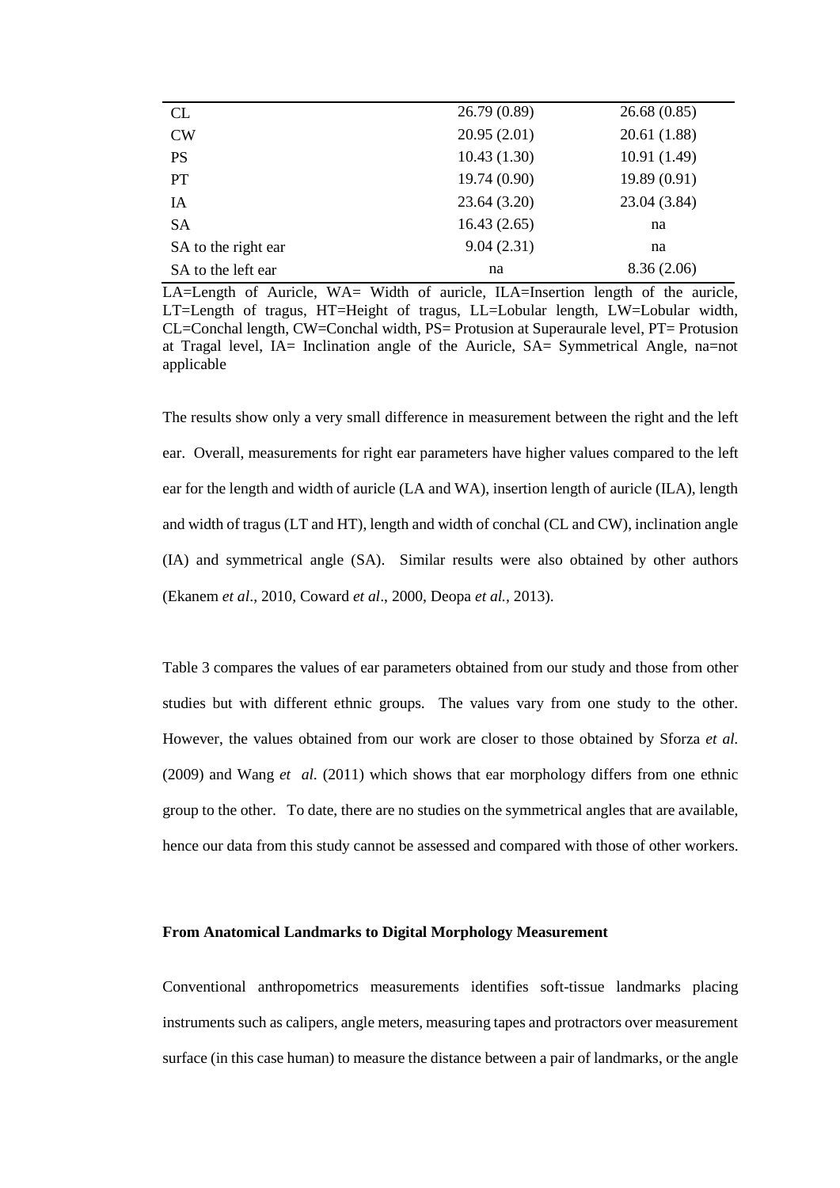| | | |
|---|---|---|
| CL | 26.79 (0.89) | 26.68 (0.85) |
| CW | 20.95 (2.01) | 20.61 (1.88) |
| PS | 10.43 (1.30) | 10.91 (1.49) |
| PT | 19.74 (0.90) | 19.89 (0.91) |
| IA | 23.64 (3.20) | 23.04 (3.84) |
| SA | 16.43 (2.65) | na |
| SA to the right ear | 9.04 (2.31) | na |
| SA to the left ear | na | 8.36 (2.06) |

LA=Length of Auricle, WA= Width of auricle, ILA=Insertion length of the auricle, LT=Length of tragus, HT=Height of tragus, LL=Lobular length, LW=Lobular width, CL=Conchal length, CW=Conchal width, PS= Protusion at Superaurale level, PT= Protusion at Tragal level, IA= Inclination angle of the Auricle, SA= Symmetrical Angle, na=not applicable

The results show only a very small difference in measurement between the right and the left ear. Overall, measurements for right ear parameters have higher values compared to the left ear for the length and width of auricle (LA and WA), insertion length of auricle (ILA), length and width of tragus (LT and HT), length and width of conchal (CL and CW), inclination angle (IA) and symmetrical angle (SA). Similar results were also obtained by other authors (Ekanem *et al*., 2010, Coward *et al*., 2000, Deopa *et al.*, 2013).

Table 3 compares the values of ear parameters obtained from our study and those from other studies but with different ethnic groups. The values vary from one study to the other. However, the values obtained from our work are closer to those obtained by Sforza *et al.* (2009) and Wang *et al.* (2011) which shows that ear morphology differs from one ethnic group to the other. To date, there are no studies on the symmetrical angles that are available, hence our data from this study cannot be assessed and compared with those of other workers.

**From Anatomical Landmarks to Digital Morphology Measurement**

Conventional anthropometrics measurements identifies soft-tissue landmarks placing instruments such as calipers, angle meters, measuring tapes and protractors over measurement surface (in this case human) to measure the distance between a pair of landmarks, or the angle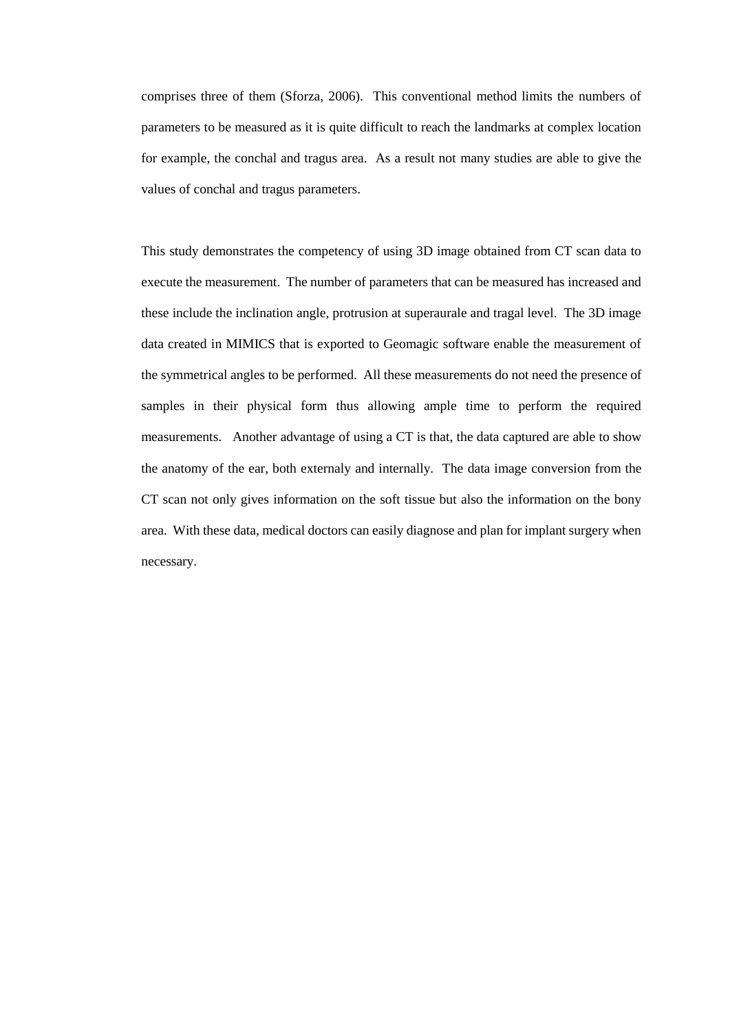comprises three of them (Sforza, 2006). This conventional method limits the numbers of parameters to be measured as it is quite difficult to reach the landmarks at complex location for example, the conchal and tragus area. As a result not many studies are able to give the values of conchal and tragus parameters.

This study demonstrates the competency of using 3D image obtained from CT scan data to execute the measurement. The number of parameters that can be measured has increased and these include the inclination angle, protrusion at superaurale and tragal level. The 3D image data created in MIMICS that is exported to Geomagic software enable the measurement of the symmetrical angles to be performed. All these measurements do not need the presence of samples in their physical form thus allowing ample time to perform the required measurements. Another advantage of using a CT is that, the data captured are able to show the anatomy of the ear, both externaly and internally. The data image conversion from the CT scan not only gives information on the soft tissue but also the information on the bony area. With these data, medical doctors can easily diagnose and plan for implant surgery when necessary.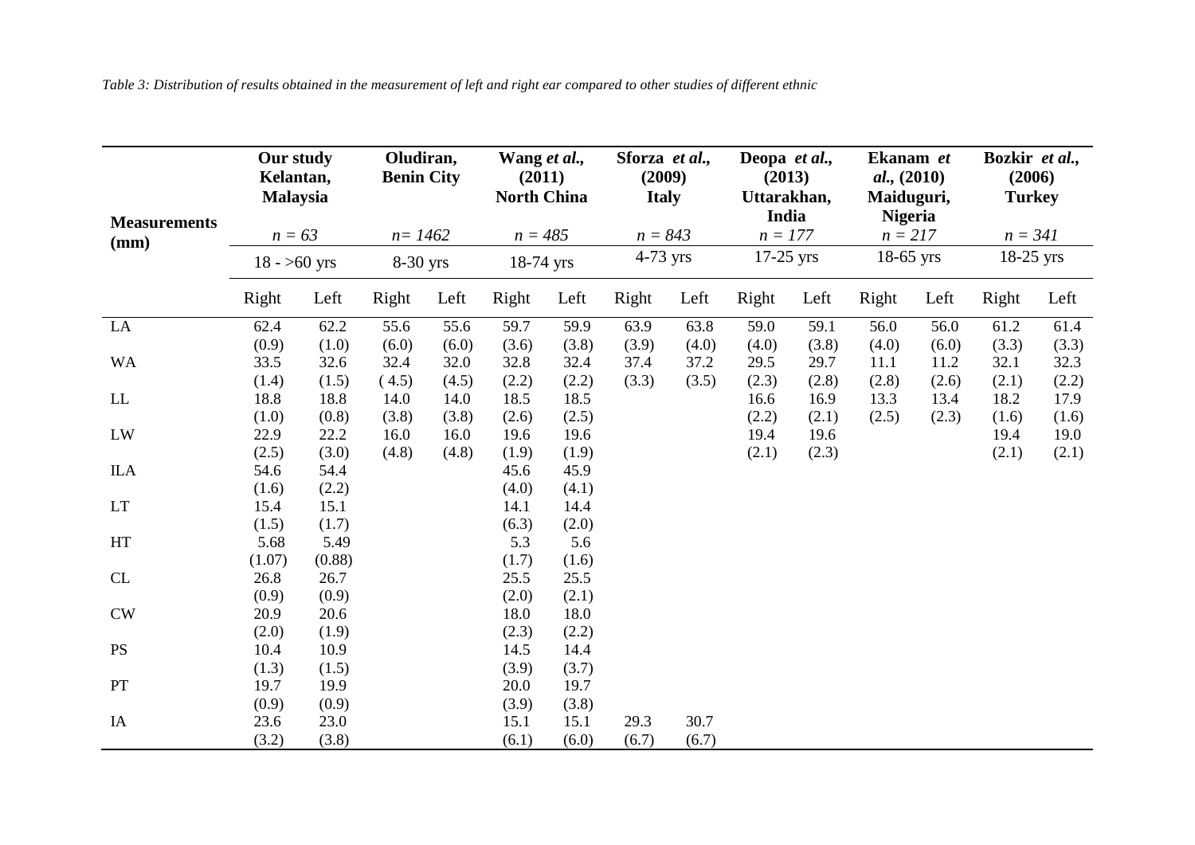*Table 3: Distribution of results obtained in the measurement of left and right ear compared to other studies of different ethnic*

| Measurements (mm) | Our study Kelantan, Malaysia *n = 63* 18 - >60 yrs | | Oludiran, Benin City *n= 1462* 8-30 yrs | | Wang *et al.*, (2011) North China *n = 485* 18-74 yrs | | Sforza *et al.*, (2009) Italy *n = 843* 4-73 yrs | | Deopa *et al.*, (2013) Uttarakhan, India *n = 177* 17-25 yrs | | Ekanam *et al.*, (2010) Maiduguri, Nigeria *n = 217* 18-65 yrs | | Bozkir *et al.*, (2006) Turkey *n = 341* 18-25 yrs | |
|---|---|---|---|---|---|---|---|---|---|---|---|---|---|---|
| | Right | Left | Right | Left | Right | Left | Right | Left | Right | Left | Right | Left | Right | Left |
| LA | 62.4 (0.9) | 62.2 (1.0) | 55.6 (6.0) | 55.6 (6.0) | 59.7 (3.6) | 59.9 (3.8) | 63.9 (3.9) | 63.8 (4.0) | 59.0 (4.0) | 59.1 (3.8) | 56.0 (4.0) | 56.0 (6.0) | 61.2 (3.3) | 61.4 (3.3) |
| WA | 33.5 (1.4) | 32.6 (1.5) | 32.4 ( 4.5) | 32.0 (4.5) | 32.8 (2.2) | 32.4 (2.2) | 37.4 (3.3) | 37.2 (3.5) | 29.5 (2.3) | 29.7 (2.8) | 11.1 (2.8) | 11.2 (2.6) | 32.1 (2.1) | 32.3 (2.2) |
| LL | 18.8 (1.0) | 18.8 (0.8) | 14.0 (3.8) | 14.0 (3.8) | 18.5 (2.6) | 18.5 (2.5) | | | 16.6 (2.2) | 16.9 (2.1) | 13.3 (2.5) | 13.4 (2.3) | 18.2 (1.6) | 17.9 (1.6) |
| LW | 22.9 (2.5) | 22.2 (3.0) | 16.0 (4.8) | 16.0 (4.8) | 19.6 (1.9) | 19.6 (1.9) | | | 19.4 (2.1) | 19.6 (2.3) | | | 19.4 (2.1) | 19.0 (2.1) |
| ILA | 54.6 (1.6) | 54.4 (2.2) | | | 45.6 (4.0) | 45.9 (4.1) | | | | | | | | |
| LT | 15.4 (1.5) | 15.1 (1.7) | | | 14.1 (6.3) | 14.4 (2.0) | | | | | | | | |
| HT | 5.68 (1.07) | 5.49 (0.88) | | | 5.3 (1.7) | 5.6 (1.6) | | | | | | | | |
| CL | 26.8 (0.9) | 26.7 (0.9) | | | 25.5 (2.0) | 25.5 (2.1) | | | | | | | | |
| CW | 20.9 (2.0) | 20.6 (1.9) | | | 18.0 (2.3) | 18.0 (2.2) | | | | | | | | |
| PS | 10.4 (1.3) | 10.9 (1.5) | | | 14.5 (3.9) | 14.4 (3.7) | | | | | | | | |
| PT | 19.7 (0.9) | 19.9 (0.9) | | | 20.0 (3.9) | 19.7 (3.8) | | | | | | | | |
| IA | 23.6 (3.2) | 23.0 (3.8) | | | 15.1 (6.1) | 15.1 (6.0) | 29.3 (6.7) | 30.7 (6.7) | | | | | | |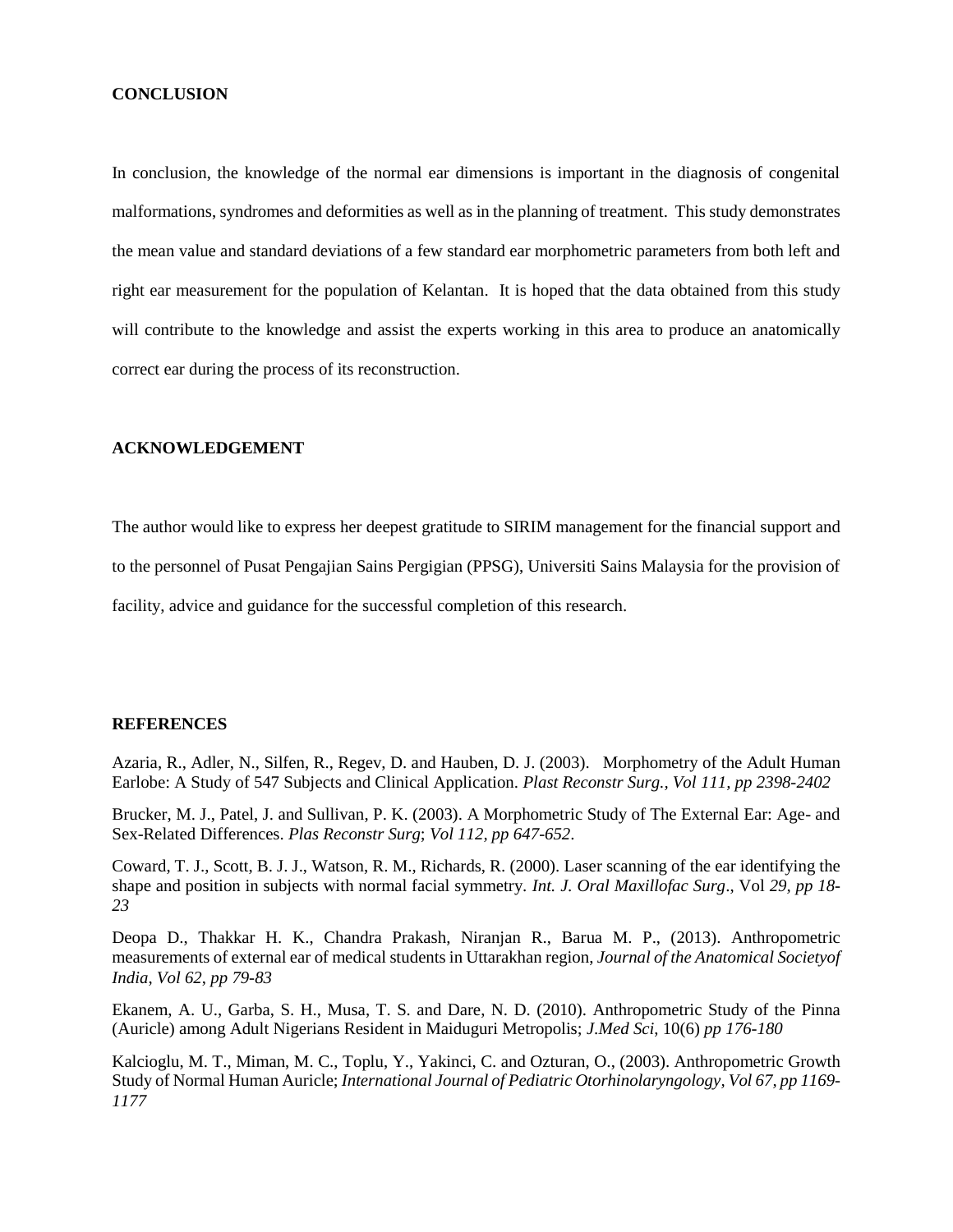## CONCLUSION

In conclusion, the knowledge of the normal ear dimensions is important in the diagnosis of congenital malformations, syndromes and deformities as well as in the planning of treatment. This study demonstrates the mean value and standard deviations of a few standard ear morphometric parameters from both left and right ear measurement for the population of Kelantan. It is hoped that the data obtained from this study will contribute to the knowledge and assist the experts working in this area to produce an anatomically correct ear during the process of its reconstruction.

## ACKNOWLEDGEMENT

The author would like to express her deepest gratitude to SIRIM management for the financial support and to the personnel of Pusat Pengajian Sains Pergigian (PPSG), Universiti Sains Malaysia for the provision of facility, advice and guidance for the successful completion of this research.

## REFERENCES

Azaria, R., Adler, N., Silfen, R., Regev, D. and Hauben, D. J. (2003). Morphometry of the Adult Human Earlobe: A Study of 547 Subjects and Clinical Application. *Plast Reconstr Surg., Vol 111, pp 2398-2402*

Brucker, M. J., Patel, J. and Sullivan, P. K. (2003). A Morphometric Study of The External Ear: Age- and Sex-Related Differences. *Plas Reconstr Surg*; *Vol 112, pp 647-652*.

Coward, T. J., Scott, B. J. J., Watson, R. M., Richards, R. (2000). Laser scanning of the ear identifying the shape and position in subjects with normal facial symmetry. *Int. J. Oral Maxillofac Surg*., Vol *29, pp 18-23*

Deopa D., Thakkar H. K., Chandra Prakash, Niranjan R., Barua M. P., (2013). Anthropometric measurements of external ear of medical students in Uttarakhan region, *Journal of the Anatomical Societyof India, Vol 62, pp 79-83*

Ekanem, A. U., Garba, S. H., Musa, T. S. and Dare, N. D. (2010). Anthropometric Study of the Pinna (Auricle) among Adult Nigerians Resident in Maiduguri Metropolis; *J.Med Sci*, 10(6) *pp 176-180*

Kalcioglu, M. T., Miman, M. C., Toplu, Y., Yakinci, C. and Ozturan, O., (2003). Anthropometric Growth Study of Normal Human Auricle; *International Journal of Pediatric Otorhinolaryngology, Vol 67, pp 1169-1177*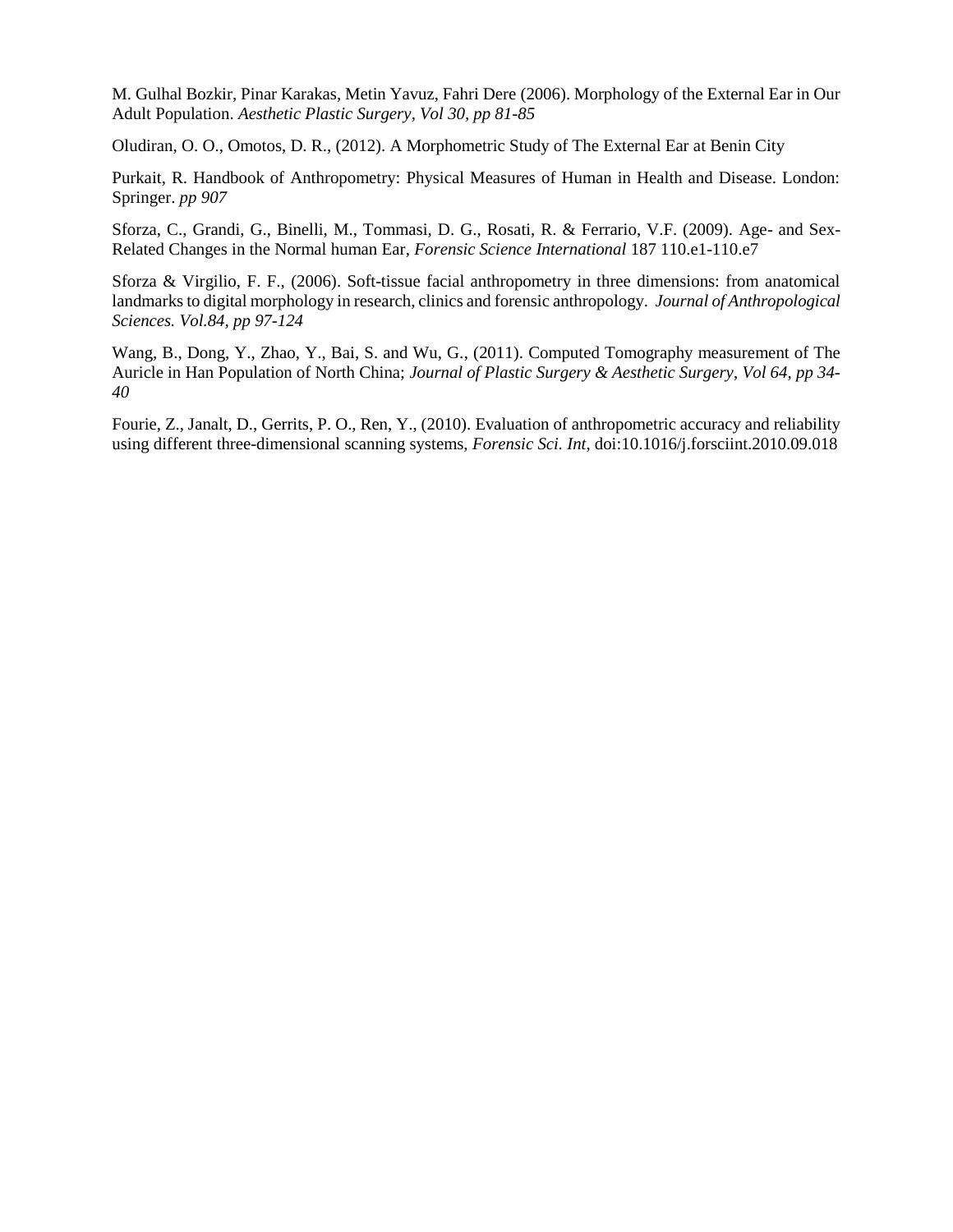M. Gulhal Bozkir, Pinar Karakas, Metin Yavuz, Fahri Dere (2006). Morphology of the External Ear in Our Adult Population. *Aesthetic Plastic Surgery, Vol 30, pp 81-85*

Oludiran, O. O., Omotos, D. R., (2012). A Morphometric Study of The External Ear at Benin City

Purkait, R. Handbook of Anthropometry: Physical Measures of Human in Health and Disease. London: Springer. *pp 907*

Sforza, C., Grandi, G., Binelli, M., Tommasi, D. G., Rosati, R. & Ferrario, V.F. (2009). Age- and Sex-Related Changes in the Normal human Ear, *Forensic Science International* 187 110.e1-110.e7

Sforza & Virgilio, F. F., (2006). Soft-tissue facial anthropometry in three dimensions: from anatomical landmarks to digital morphology in research, clinics and forensic anthropology. *Journal of Anthropological Sciences. Vol.84, pp 97-124*

Wang, B., Dong, Y., Zhao, Y., Bai, S. and Wu, G., (2011). Computed Tomography measurement of The Auricle in Han Population of North China; *Journal of Plastic Surgery & Aesthetic Surgery, Vol 64, pp 34-40*

Fourie, Z., Janalt, D., Gerrits, P. O., Ren, Y., (2010). Evaluation of anthropometric accuracy and reliability using different three-dimensional scanning systems, *Forensic Sci. Int*, doi:10.1016/j.forsciint.2010.09.018